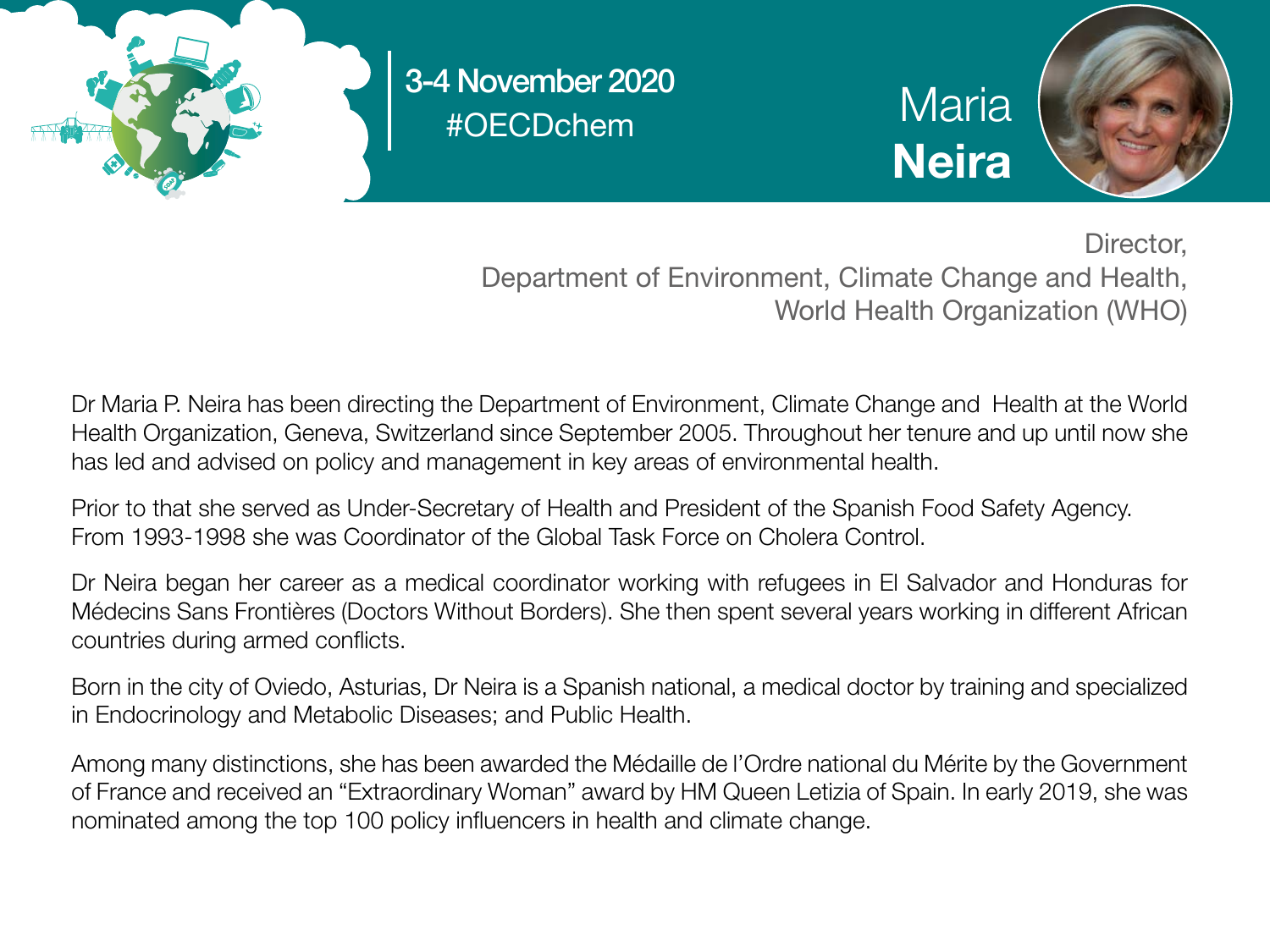3-4 November 2020
#OECDchem

# Maria **Neira**

Director,
Department of Environment, Climate Change and Health,
World Health Organization (WHO)

Dr Maria P. Neira has been directing the Department of Environment, Climate Change and Health at the World Health Organization, Geneva, Switzerland since September 2005. Throughout her tenure and up until now she has led and advised on policy and management in key areas of environmental health.

Prior to that she served as Under-Secretary of Health and President of the Spanish Food Safety Agency. From 1993-1998 she was Coordinator of the Global Task Force on Cholera Control.

Dr Neira began her career as a medical coordinator working with refugees in El Salvador and Honduras for Médecins Sans Frontières (Doctors Without Borders). She then spent several years working in different African countries during armed conflicts.

Born in the city of Oviedo, Asturias, Dr Neira is a Spanish national, a medical doctor by training and specialized in Endocrinology and Metabolic Diseases; and Public Health.

Among many distinctions, she has been awarded the Médaille de l'Ordre national du Mérite by the Government of France and received an "Extraordinary Woman" award by HM Queen Letizia of Spain. In early 2019, she was nominated among the top 100 policy influencers in health and climate change.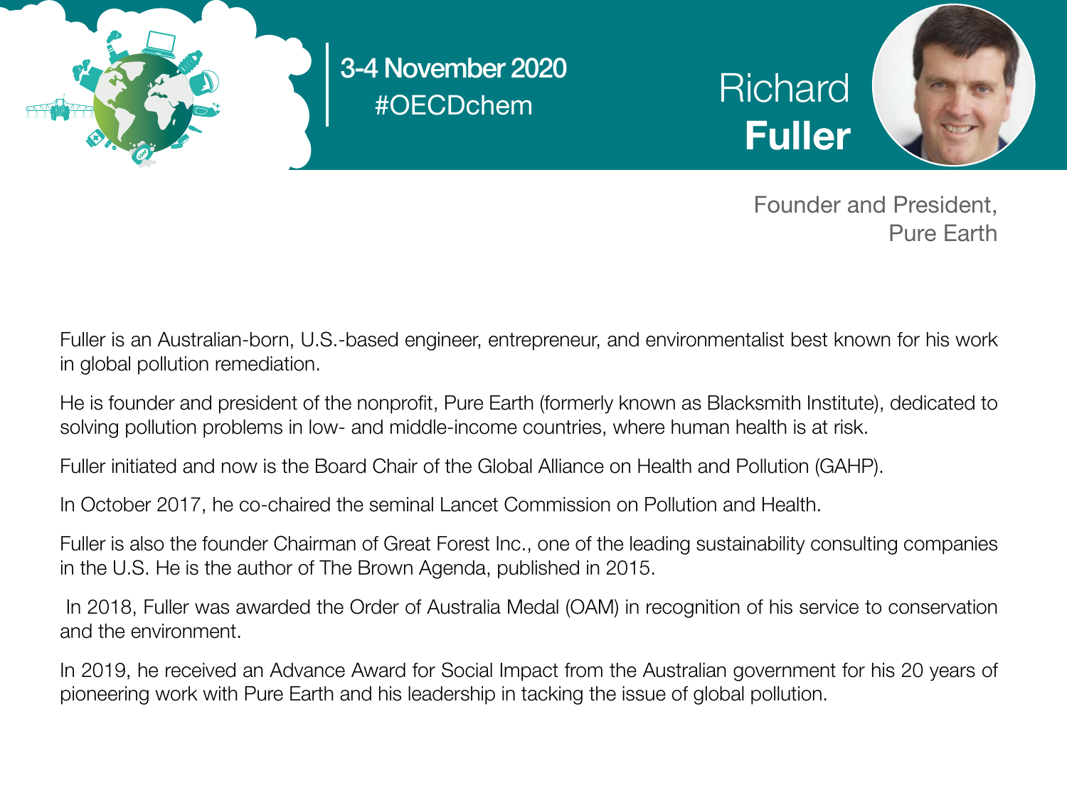3-4 November 2020
#OECDchem

# Richard **Fuller**

Founder and President,
Pure Earth

Fuller is an Australian-born, U.S.-based engineer, entrepreneur, and environmentalist best known for his work in global pollution remediation.

He is founder and president of the nonprofit, Pure Earth (formerly known as Blacksmith Institute), dedicated to solving pollution problems in low- and middle-income countries, where human health is at risk.

Fuller initiated and now is the Board Chair of the Global Alliance on Health and Pollution (GAHP).

In October 2017, he co-chaired the seminal Lancet Commission on Pollution and Health.

Fuller is also the founder Chairman of Great Forest Inc., one of the leading sustainability consulting companies in the U.S. He is the author of The Brown Agenda, published in 2015.

In 2018, Fuller was awarded the Order of Australia Medal (OAM) in recognition of his service to conservation and the environment.

In 2019, he received an Advance Award for Social Impact from the Australian government for his 20 years of pioneering work with Pure Earth and his leadership in tacking the issue of global pollution.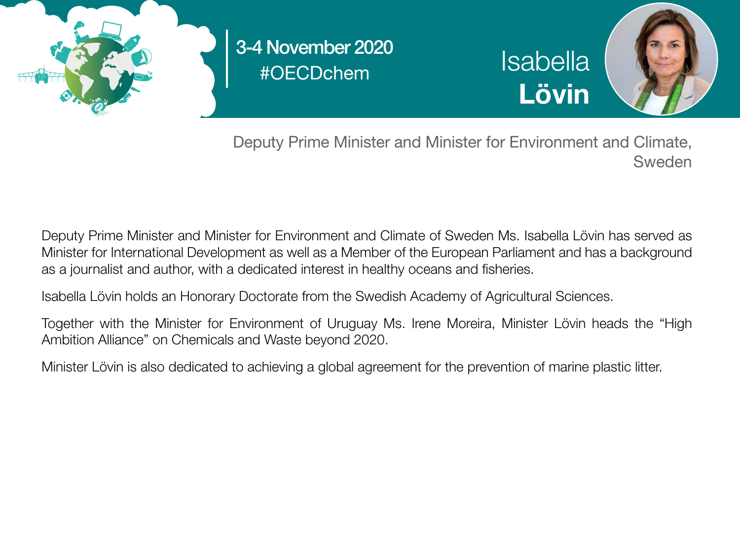3-4 November 2020
#OECDchem

# Isabella **Lövin**

Deputy Prime Minister and Minister for Environment and Climate, Sweden

Deputy Prime Minister and Minister for Environment and Climate of Sweden Ms. Isabella Lövin has served as Minister for International Development as well as a Member of the European Parliament and has a background as a journalist and author, with a dedicated interest in healthy oceans and fisheries.

Isabella Lövin holds an Honorary Doctorate from the Swedish Academy of Agricultural Sciences.

Together with the Minister for Environment of Uruguay Ms. Irene Moreira, Minister Lövin heads the "High Ambition Alliance" on Chemicals and Waste beyond 2020.

Minister Lövin is also dedicated to achieving a global agreement for the prevention of marine plastic litter.